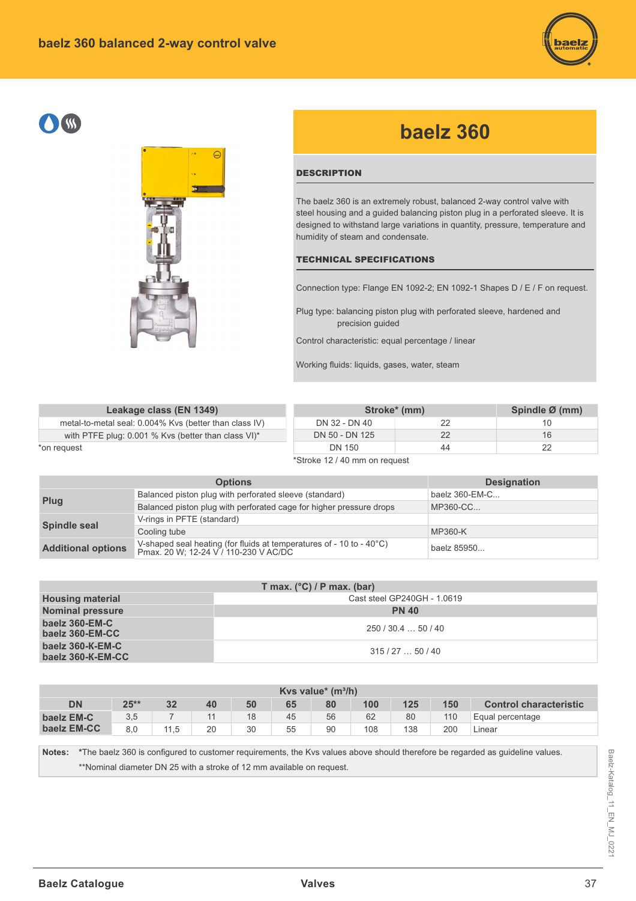# baelz 360 balanced 2-way control valve

## baelz 360

### DESCRIPTION

The baelz 360 is an extremely robust, balanced 2-way control valve with steel housing and a guided balancing piston plug in a perforated sleeve. It is designed to withstand large variations in quantity, pressure, temperature and humidity of steam and condensate.

### TECHNICAL SPECIFICATIONS

Connection type: Flange EN 1092-2; EN 1092-1 Shapes D / E / F on request.

Plug type: balancing piston plug with perforated sleeve, hardened and precision guided

Control characteristic: equal percentage / linear

Working fluids: liquids, gases, water, steam

| Leakage class (EN 1349) |
|---|
| metal-to-metal seal: 0.004% Kvs (better than class IV) |
| with PTFE plug: 0.001 % Kvs (better than class VI)* |

*on request

| Stroke* (mm) | | Spindle Ø (mm) |
|---|---|---|
| DN 32 - DN 40 | 22 | 10 |
| DN 50 - DN 125 | 22 | 16 |
| DN 150 | 44 | 22 |

*Stroke 12 / 40 mm on request

| Options | | Designation |
|---|---|---|
| Plug | Balanced piston plug with perforated sleeve (standard) | baelz 360-EM-C... |
| | Balanced piston plug with perforated cage for higher pressure drops | MP360-CC... |
| Spindle seal | V-rings in PFTE (standard) | |
| | Cooling tube | MP360-K |
| Additional options | V-shaped seal heating (for fluids at temperatures of - 10 to - 40°C) Pmax. 20 W; 12-24 V / 110-230 V AC/DC | baelz 85950... |

| | T max. (°C) / P max. (bar) |
|---|---|
| Housing material | Cast steel GP240GH - 1.0619 |
| Nominal pressure | PN 40 |
| baelz 360-EM-C<br>baelz 360-EM-CC | 250 / 30.4 … 50 / 40 |
| baelz 360-K-EM-C<br>baelz 360-K-EM-CC | 315 / 27 … 50 / 40 |

| Kvs value* (m³/h) | | | | | | | | | | |
|---|---|---|---|---|---|---|---|---|---|---|
| DN | 25** | 32 | 40 | 50 | 65 | 80 | 100 | 125 | 150 | Control characteristic |
| baelz EM-C | 3,5 | 7 | 11 | 18 | 45 | 56 | 62 | 80 | 110 | Equal percentage |
| baelz EM-CC | 8,0 | 11,5 | 20 | 30 | 55 | 90 | 108 | 138 | 200 | Linear |

**Notes:** *The baelz 360 is configured to customer requirements, the Kvs values above should therefore be regarded as guideline values.

**Nominal diameter DN 25 with a stroke of 12 mm available on request.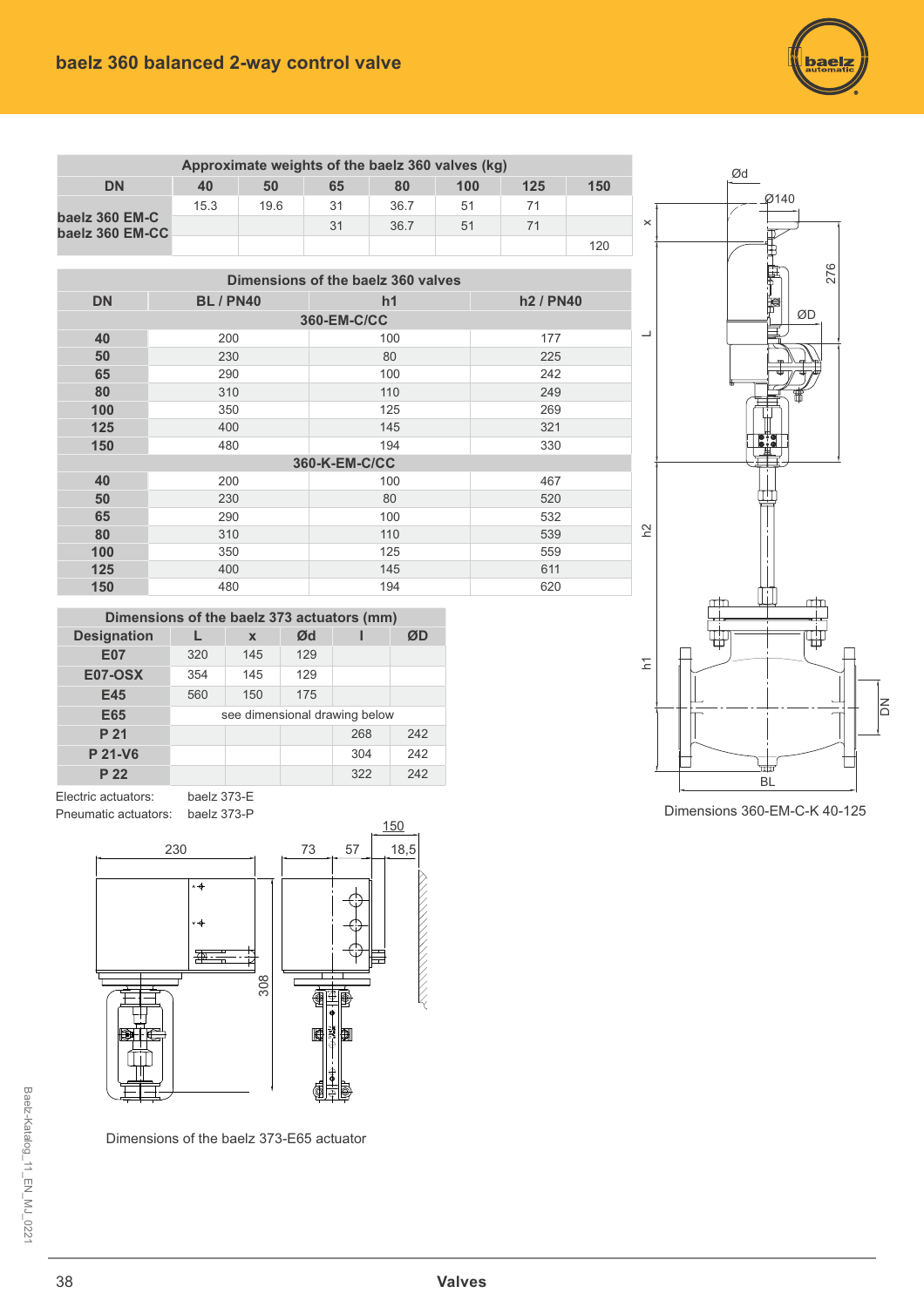## baelz 360 balanced 2-way control valve

| Approximate weights of the baelz 360 valves (kg) | | | | | | | |
|---|---|---|---|---|---|---|---|
| DN | 40 | 50 | 65 | 80 | 100 | 125 | 150 |
| baelz 360 EM-C<br>baelz 360 EM-CC | 15.3 | 19.6 | 31 | 36.7 | 51 | 71 | |
| | | | 31 | 36.7 | 51 | 71 | |
| | | | | | | | 120 |

| Dimensions of the baelz 360 valves | | | |
|---|---|---|---|
| DN | BL / PN40 | h1 | h2 / PN40 |
| **360-EM-C/CC** | | | |
| 40 | 200 | 100 | 177 |
| 50 | 230 | 80 | 225 |
| 65 | 290 | 100 | 242 |
| 80 | 310 | 110 | 249 |
| 100 | 350 | 125 | 269 |
| 125 | 400 | 145 | 321 |
| 150 | 480 | 194 | 330 |
| **360-K-EM-C/CC** | | | |
| 40 | 200 | 100 | 467 |
| 50 | 230 | 80 | 520 |
| 65 | 290 | 100 | 532 |
| 80 | 310 | 110 | 539 |
| 100 | 350 | 125 | 559 |
| 125 | 400 | 145 | 611 |
| 150 | 480 | 194 | 620 |

| Dimensions of the baelz 373 actuators (mm) | | | | | |
|---|---|---|---|---|---|
| Designation | L | x | Ød | l | ØD |
| E07 | 320 | 145 | 129 | | |
| E07-OSX | 354 | 145 | 129 | | |
| E45 | 560 | 150 | 175 | | |
| E65 | see dimensional drawing below | | | | |
| P 21 | | | | 268 | 242 |
| P 21-V6 | | | | 304 | 242 |
| P 22 | | | | 322 | 242 |

Electric actuators: baelz 373-E
Pneumatic actuators: baelz 373-P

Dimensions of the baelz 373-E65 actuator

Dimensions 360-EM-C-K 40-125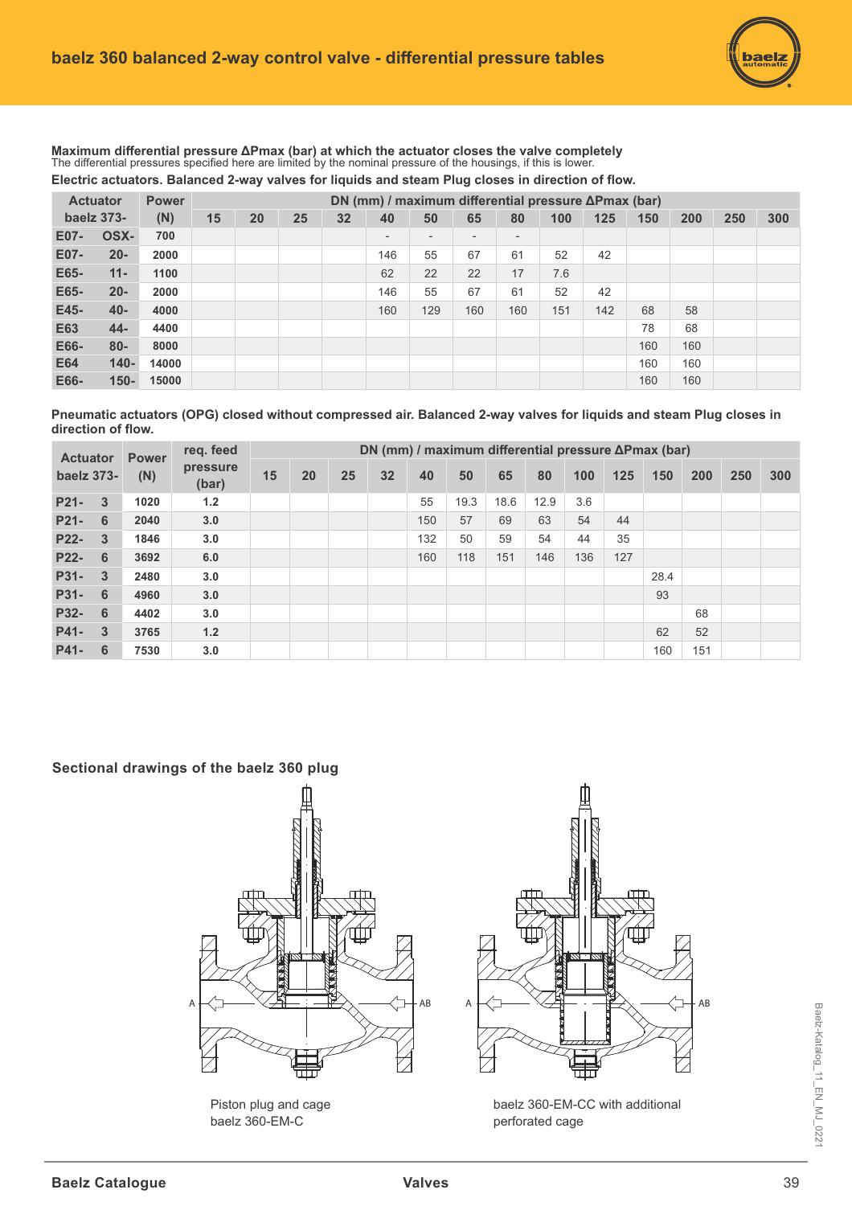## baelz 360 balanced 2-way control valve - differential pressure tables

**Maximum differential pressure ΔPmax (bar) at which the actuator closes the valve completely**
The differential pressures specified here are limited by the nominal pressure of the housings, if this is lower.

**Electric actuators. Balanced 2-way valves for liquids and steam Plug closes in direction of flow.**

| Actuator baelz 373- | Power (N) | DN (mm) / maximum differential pressure ΔPmax (bar) | | | | | | | | | | | | | |
|---|---|---|---|---|---|---|---|---|---|---|---|---|---|---|---|
| | | 15 | 20 | 25 | 32 | 40 | 50 | 65 | 80 | 100 | 125 | 150 | 200 | 250 | 300 |
| E07- OSX- | 700 | | | | | - | - | - | - | | | | | | |
| E07- 20- | 2000 | | | | | 146 | 55 | 67 | 61 | 52 | 42 | | | | |
| E65- 11- | 1100 | | | | | 62 | 22 | 22 | 17 | 7.6 | | | | | |
| E65- 20- | 2000 | | | | | 146 | 55 | 67 | 61 | 52 | 42 | | | | |
| E45- 40- | 4000 | | | | | 160 | 129 | 160 | 160 | 151 | 142 | 68 | 58 | | |
| E63 44- | 4400 | | | | | | | | | | | 78 | 68 | | |
| E66- 80- | 8000 | | | | | | | | | | | 160 | 160 | | |
| E64 140- | 14000 | | | | | | | | | | | 160 | 160 | | |
| E66- 150- | 15000 | | | | | | | | | | | 160 | 160 | | |

**Pneumatic actuators (OPG) closed without compressed air. Balanced 2-way valves for liquids and steam Plug closes in direction of flow.**

| Actuator baelz 373- | Power (N) | req. feed pressure (bar) | DN (mm) / maximum differential pressure ΔPmax (bar) | | | | | | | | | | | | | |
|---|---|---|---|---|---|---|---|---|---|---|---|---|---|---|---|---|
| | | | 15 | 20 | 25 | 32 | 40 | 50 | 65 | 80 | 100 | 125 | 150 | 200 | 250 | 300 |
| P21- 3 | 1020 | 1.2 | | | | | 55 | 19.3 | 18.6 | 12.9 | 3.6 | | | | | |
| P21- 6 | 2040 | 3.0 | | | | | 150 | 57 | 69 | 63 | 54 | 44 | | | | |
| P22- 3 | 1846 | 3.0 | | | | | 132 | 50 | 59 | 54 | 44 | 35 | | | | |
| P22- 6 | 3692 | 6.0 | | | | | 160 | 118 | 151 | 146 | 136 | 127 | | | | |
| P31- 3 | 2480 | 3.0 | | | | | | | | | | | 28.4 | | | |
| P31- 6 | 4960 | 3.0 | | | | | | | | | | | 93 | | | |
| P32- 6 | 4402 | 3.0 | | | | | | | | | | | | 68 | | |
| P41- 3 | 3765 | 1.2 | | | | | | | | | | | 62 | 52 | | |
| P41- 6 | 7530 | 3.0 | | | | | | | | | | | 160 | 151 | | |

### Sectional drawings of the baelz 360 plug

A
AB

Piston plug and cage
baelz 360-EM-C

A
AB

baelz 360-EM-CC with additional
perforated cage